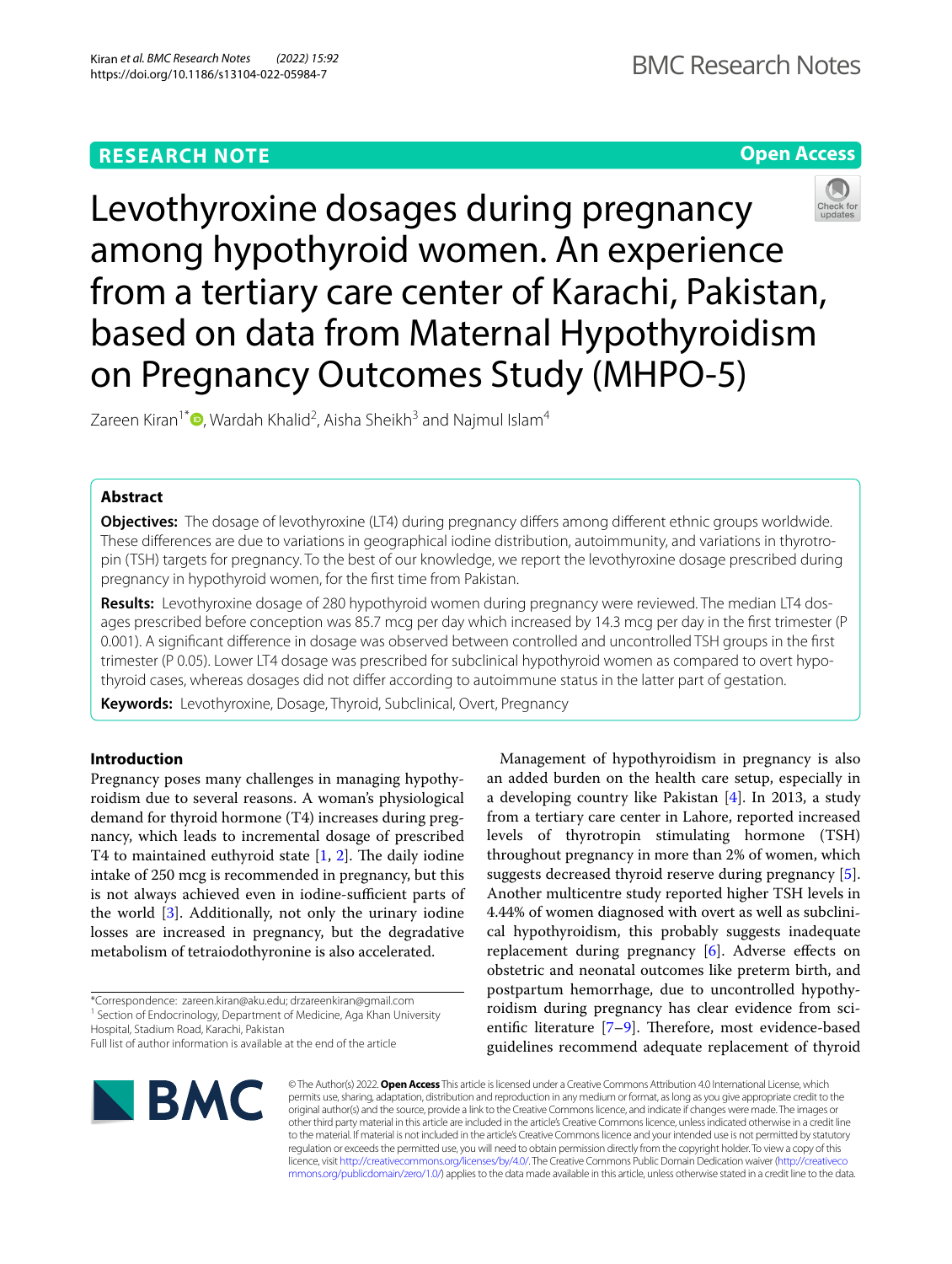RESEARCH NOTE

Open Access

# Levothyroxine dosages during pregnancy among hypothyroid women. An experience from a tertiary care center of Karachi, Pakistan, based on data from Maternal Hypothyroidism on Pregnancy Outcomes Study (MHPO-5)

Zareen Kiran[1*], Wardah Khalid[2], Aisha Sheikh[3] and Najmul Islam[4]

## Abstract

**Objectives:** The dosage of levothyroxine (LT4) during pregnancy differs among different ethnic groups worldwide. These differences are due to variations in geographical iodine distribution, autoimmunity, and variations in thyrotropin (TSH) targets for pregnancy. To the best of our knowledge, we report the levothyroxine dosage prescribed during pregnancy in hypothyroid women, for the first time from Pakistan.

**Results:** Levothyroxine dosage of 280 hypothyroid women during pregnancy were reviewed. The median LT4 dosages prescribed before conception was 85.7 mcg per day which increased by 14.3 mcg per day in the first trimester (P 0.001). A significant difference in dosage was observed between controlled and uncontrolled TSH groups in the first trimester (P 0.05). Lower LT4 dosage was prescribed for subclinical hypothyroid women as compared to overt hypothyroid cases, whereas dosages did not differ according to autoimmune status in the latter part of gestation.

**Keywords:** Levothyroxine, Dosage, Thyroid, Subclinical, Overt, Pregnancy

## Introduction

Pregnancy poses many challenges in managing hypothyroidism due to several reasons. A woman's physiological demand for thyroid hormone (T4) increases during pregnancy, which leads to incremental dosage of prescribed T4 to maintained euthyroid state [1, 2]. The daily iodine intake of 250 mcg is recommended in pregnancy, but this is not always achieved even in iodine-sufficient parts of the world [3]. Additionally, not only the urinary iodine losses are increased in pregnancy, but the degradative metabolism of tetraiodothyronine is also accelerated.

Management of hypothyroidism in pregnancy is also an added burden on the health care setup, especially in a developing country like Pakistan [4]. In 2013, a study from a tertiary care center in Lahore, reported increased levels of thyrotropin stimulating hormone (TSH) throughout pregnancy in more than 2% of women, which suggests decreased thyroid reserve during pregnancy [5]. Another multicentre study reported higher TSH levels in 4.44% of women diagnosed with overt as well as subclinical hypothyroidism, this probably suggests inadequate replacement during pregnancy [6]. Adverse effects on obstetric and neonatal outcomes like preterm birth, and postpartum hemorrhage, due to uncontrolled hypothyroidism during pregnancy has clear evidence from scientific literature [7–9]. Therefore, most evidence-based guidelines recommend adequate replacement of thyroid

*Correspondence: zareen.kiran@aku.edu; drzareenkiran@gmail.com
[1] Section of Endocrinology, Department of Medicine, Aga Khan University Hospital, Stadium Road, Karachi, Pakistan
Full list of author information is available at the end of the article

© The Author(s) 2022. **Open Access** This article is licensed under a Creative Commons Attribution 4.0 International License, which permits use, sharing, adaptation, distribution and reproduction in any medium or format, as long as you give appropriate credit to the original author(s) and the source, provide a link to the Creative Commons licence, and indicate if changes were made. The images or other third party material in this article are included in the article's Creative Commons licence, unless indicated otherwise in a credit line to the material. If material is not included in the article's Creative Commons licence and your intended use is not permitted by statutory regulation or exceeds the permitted use, you will need to obtain permission directly from the copyright holder. To view a copy of this licence, visit http://creativecommons.org/licenses/by/4.0/. The Creative Commons Public Domain Dedication waiver (http://creativecommons.org/publicdomain/zero/1.0/) applies to the data made available in this article, unless otherwise stated in a credit line to the data.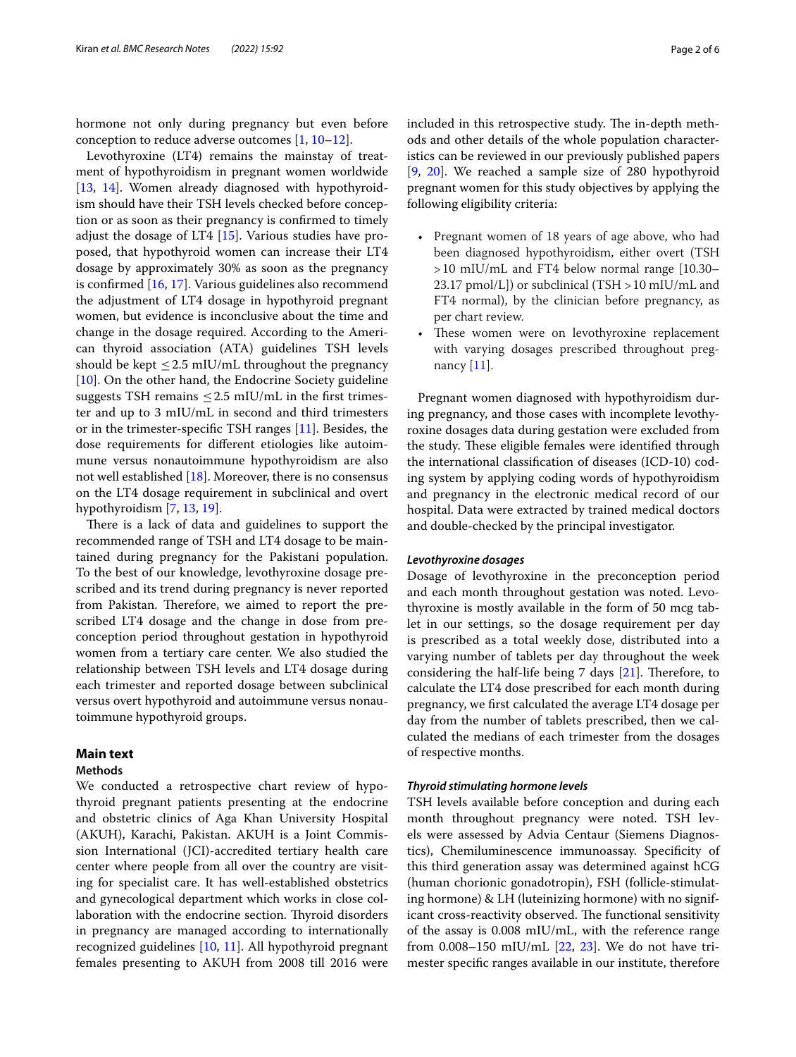hormone not only during pregnancy but even before conception to reduce adverse outcomes [1, 10–12].

Levothyroxine (LT4) remains the mainstay of treatment of hypothyroidism in pregnant women worldwide [13, 14]. Women already diagnosed with hypothyroidism should have their TSH levels checked before conception or as soon as their pregnancy is confirmed to timely adjust the dosage of LT4 [15]. Various studies have proposed, that hypothyroid women can increase their LT4 dosage by approximately 30% as soon as the pregnancy is confirmed [16, 17]. Various guidelines also recommend the adjustment of LT4 dosage in hypothyroid pregnant women, but evidence is inconclusive about the time and change in the dosage required. According to the American thyroid association (ATA) guidelines TSH levels should be kept ≤ 2.5 mIU/mL throughout the pregnancy [10]. On the other hand, the Endocrine Society guideline suggests TSH remains ≤ 2.5 mIU/mL in the first trimester and up to 3 mIU/mL in second and third trimesters or in the trimester-specific TSH ranges [11]. Besides, the dose requirements for different etiologies like autoimmune versus nonautoimmune hypothyroidism are also not well established [18]. Moreover, there is no consensus on the LT4 dosage requirement in subclinical and overt hypothyroidism [7, 13, 19].

There is a lack of data and guidelines to support the recommended range of TSH and LT4 dosage to be maintained during pregnancy for the Pakistani population. To the best of our knowledge, levothyroxine dosage prescribed and its trend during pregnancy is never reported from Pakistan. Therefore, we aimed to report the prescribed LT4 dosage and the change in dose from preconception period throughout gestation in hypothyroid women from a tertiary care center. We also studied the relationship between TSH levels and LT4 dosage during each trimester and reported dosage between subclinical versus overt hypothyroid and autoimmune versus nonautoimmune hypothyroid groups.

## Main text

### Methods

We conducted a retrospective chart review of hypothyroid pregnant patients presenting at the endocrine and obstetric clinics of Aga Khan University Hospital (AKUH), Karachi, Pakistan. AKUH is a Joint Commission International (JCI)-accredited tertiary health care center where people from all over the country are visiting for specialist care. It has well-established obstetrics and gynecological department which works in close collaboration with the endocrine section. Thyroid disorders in pregnancy are managed according to internationally recognized guidelines [10, 11]. All hypothyroid pregnant females presenting to AKUH from 2008 till 2016 were included in this retrospective study. The in-depth methods and other details of the whole population characteristics can be reviewed in our previously published papers [9, 20]. We reached a sample size of 280 hypothyroid pregnant women for this study objectives by applying the following eligibility criteria:

- Pregnant women of 18 years of age above, who had been diagnosed hypothyroidism, either overt (TSH > 10 mIU/mL and FT4 below normal range [10.30–23.17 pmol/L]) or subclinical (TSH > 10 mIU/mL and FT4 normal), by the clinician before pregnancy, as per chart review.
- These women were on levothyroxine replacement with varying dosages prescribed throughout pregnancy [11].

Pregnant women diagnosed with hypothyroidism during pregnancy, and those cases with incomplete levothyroxine dosages data during gestation were excluded from the study. These eligible females were identified through the international classification of diseases (ICD-10) coding system by applying coding words of hypothyroidism and pregnancy in the electronic medical record of our hospital. Data were extracted by trained medical doctors and double-checked by the principal investigator.

#### *Levothyroxine dosages*

Dosage of levothyroxine in the preconception period and each month throughout gestation was noted. Levothyroxine is mostly available in the form of 50 mcg tablet in our settings, so the dosage requirement per day is prescribed as a total weekly dose, distributed into a varying number of tablets per day throughout the week considering the half-life being 7 days [21]. Therefore, to calculate the LT4 dose prescribed for each month during pregnancy, we first calculated the average LT4 dosage per day from the number of tablets prescribed, then we calculated the medians of each trimester from the dosages of respective months.

#### *Thyroid stimulating hormone levels*

TSH levels available before conception and during each month throughout pregnancy were noted. TSH levels were assessed by Advia Centaur (Siemens Diagnostics), Chemiluminescence immunoassay. Specificity of this third generation assay was determined against hCG (human chorionic gonadotropin), FSH (follicle-stimulating hormone) & LH (luteinizing hormone) with no significant cross-reactivity observed. The functional sensitivity of the assay is 0.008 mIU/mL, with the reference range from 0.008–150 mIU/mL [22, 23]. We do not have trimester specific ranges available in our institute, therefore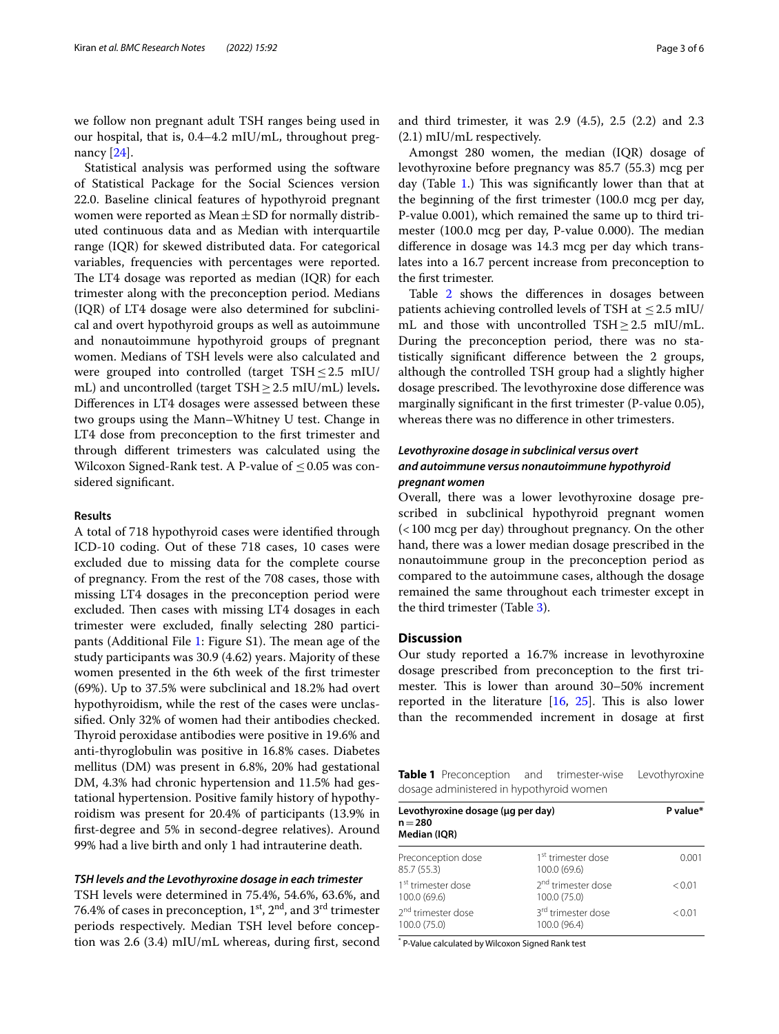we follow non pregnant adult TSH ranges being used in our hospital, that is, 0.4–4.2 mIU/mL, throughout pregnancy [24].

Statistical analysis was performed using the software of Statistical Package for the Social Sciences version 22.0. Baseline clinical features of hypothyroid pregnant women were reported as Mean ± SD for normally distributed continuous data and as Median with interquartile range (IQR) for skewed distributed data. For categorical variables, frequencies with percentages were reported. The LT4 dosage was reported as median (IQR) for each trimester along with the preconception period. Medians (IQR) of LT4 dosage were also determined for subclinical and overt hypothyroid groups as well as autoimmune and nonautoimmune hypothyroid groups of pregnant women. Medians of TSH levels were also calculated and were grouped into controlled (target TSH ≤ 2.5 mIU/mL) and uncontrolled (target TSH ≥ 2.5 mIU/mL) levels**.** Differences in LT4 dosages were assessed between these two groups using the Mann–Whitney U test. Change in LT4 dose from preconception to the first trimester and through different trimesters was calculated using the Wilcoxon Signed-Rank test. A P-value of ≤ 0.05 was considered significant.

## Results

A total of 718 hypothyroid cases were identified through ICD-10 coding. Out of these 718 cases, 10 cases were excluded due to missing data for the complete course of pregnancy. From the rest of the 708 cases, those with missing LT4 dosages in the preconception period were excluded. Then cases with missing LT4 dosages in each trimester were excluded, finally selecting 280 participants (Additional File 1: Figure S1). The mean age of the study participants was 30.9 (4.62) years. Majority of these women presented in the 6th week of the first trimester (69%). Up to 37.5% were subclinical and 18.2% had overt hypothyroidism, while the rest of the cases were unclassified. Only 32% of women had their antibodies checked. Thyroid peroxidase antibodies were positive in 19.6% and anti-thyroglobulin was positive in 16.8% cases. Diabetes mellitus (DM) was present in 6.8%, 20% had gestational DM, 4.3% had chronic hypertension and 11.5% had gestational hypertension. Positive family history of hypothyroidism was present for 20.4% of participants (13.9% in first-degree and 5% in second-degree relatives). Around 99% had a live birth and only 1 had intrauterine death.

### *TSH levels and the Levothyroxine dosage in each trimester*

TSH levels were determined in 75.4%, 54.6%, 63.6%, and 76.4% of cases in preconception, 1st, 2nd, and 3rd trimester periods respectively. Median TSH level before conception was 2.6 (3.4) mIU/mL whereas, during first, second and third trimester, it was 2.9 (4.5), 2.5 (2.2) and 2.3 (2.1) mIU/mL respectively.

Amongst 280 women, the median (IQR) dosage of levothyroxine before pregnancy was 85.7 (55.3) mcg per day (Table 1.) This was significantly lower than that at the beginning of the first trimester (100.0 mcg per day, P-value 0.001), which remained the same up to third trimester (100.0 mcg per day, P-value 0.000). The median difference in dosage was 14.3 mcg per day which translates into a 16.7 percent increase from preconception to the first trimester.

Table 2 shows the differences in dosages between patients achieving controlled levels of TSH at ≤ 2.5 mIU/mL and those with uncontrolled TSH ≥ 2.5 mIU/mL. During the preconception period, there was no statistically significant difference between the 2 groups, although the controlled TSH group had a slightly higher dosage prescribed. The levothyroxine dose difference was marginally significant in the first trimester (P-value 0.05), whereas there was no difference in other trimesters.

### *Levothyroxine dosage in subclinical versus overt and autoimmune versus nonautoimmune hypothyroid pregnant women*

Overall, there was a lower levothyroxine dosage prescribed in subclinical hypothyroid pregnant women (< 100 mcg per day) throughout pregnancy. On the other hand, there was a lower median dosage prescribed in the nonautoimmune group in the preconception period as compared to the autoimmune cases, although the dosage remained the same throughout each trimester except in the third trimester (Table 3).

## Discussion

Our study reported a 16.7% increase in levothyroxine dosage prescribed from preconception to the first trimester. This is lower than around 30–50% increment reported in the literature [16, 25]. This is also lower than the recommended increment in dosage at first

**Table 1** Preconception and trimester-wise Levothyroxine dosage administered in hypothyroid women

| Levothyroxine dosage (μg per day) n = 280 Median (IQR) | | P value* |
|---|---|---|
| Preconception dose 85.7 (55.3) | 1st trimester dose 100.0 (69.6) | 0.001 |
| 1st trimester dose 100.0 (69.6) | 2nd trimester dose 100.0 (75.0) | < 0.01 |
| 2nd trimester dose 100.0 (75.0) | 3rd trimester dose 100.0 (96.4) | < 0.01 |

\* P-Value calculated by Wilcoxon Signed Rank test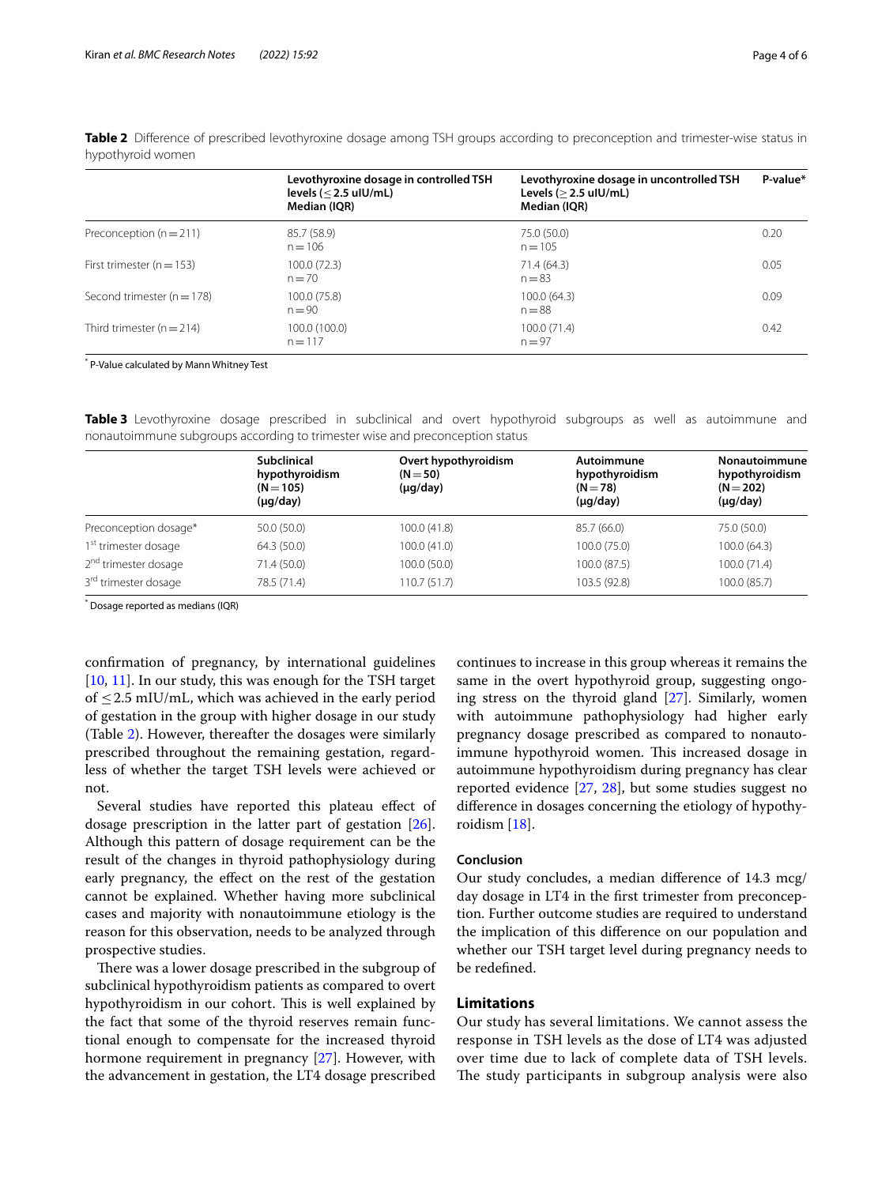**Table 2** Difference of prescribed levothyroxine dosage among TSH groups according to preconception and trimester-wise status in hypothyroid women

| | Levothyroxine dosage in controlled TSH levels (≤ 2.5 uIU/mL) Median (IQR) | Levothyroxine dosage in uncontrolled TSH Levels (≥ 2.5 uIU/mL) Median (IQR) | P-value* |
|---|---|---|---|
| Preconception (n = 211) | 85.7 (58.9) n = 106 | 75.0 (50.0) n = 105 | 0.20 |
| First trimester (n = 153) | 100.0 (72.3) n = 70 | 71.4 (64.3) n = 83 | 0.05 |
| Second trimester (n = 178) | 100.0 (75.8) n = 90 | 100.0 (64.3) n = 88 | 0.09 |
| Third trimester (n = 214) | 100.0 (100.0) n = 117 | 100.0 (71.4) n = 97 | 0.42 |

* P-Value calculated by Mann Whitney Test

**Table 3** Levothyroxine dosage prescribed in subclinical and overt hypothyroid subgroups as well as autoimmune and nonautoimmune subgroups according to trimester wise and preconception status

| | Subclinical hypothyroidism (N = 105) (μg/day) | Overt hypothyroidism (N = 50) (μg/day) | Autoimmune hypothyroidism (N = 78) (μg/day) | Nonautoimmune hypothyroidism (N = 202) (μg/day) |
|---|---|---|---|---|
| Preconception dosage* | 50.0 (50.0) | 100.0 (41.8) | 85.7 (66.0) | 75.0 (50.0) |
| 1st trimester dosage | 64.3 (50.0) | 100.0 (41.0) | 100.0 (75.0) | 100.0 (64.3) |
| 2nd trimester dosage | 71.4 (50.0) | 100.0 (50.0) | 100.0 (87.5) | 100.0 (71.4) |
| 3rd trimester dosage | 78.5 (71.4) | 110.7 (51.7) | 103.5 (92.8) | 100.0 (85.7) |

* Dosage reported as medians (IQR)

confirmation of pregnancy, by international guidelines [10, 11]. In our study, this was enough for the TSH target of ≤ 2.5 mIU/mL, which was achieved in the early period of gestation in the group with higher dosage in our study (Table 2). However, thereafter the dosages were similarly prescribed throughout the remaining gestation, regardless of whether the target TSH levels were achieved or not.

Several studies have reported this plateau effect of dosage prescription in the latter part of gestation [26]. Although this pattern of dosage requirement can be the result of the changes in thyroid pathophysiology during early pregnancy, the effect on the rest of the gestation cannot be explained. Whether having more subclinical cases and majority with nonautoimmune etiology is the reason for this observation, needs to be analyzed through prospective studies.

There was a lower dosage prescribed in the subgroup of subclinical hypothyroidism patients as compared to overt hypothyroidism in our cohort. This is well explained by the fact that some of the thyroid reserves remain functional enough to compensate for the increased thyroid hormone requirement in pregnancy [27]. However, with the advancement in gestation, the LT4 dosage prescribed continues to increase in this group whereas it remains the same in the overt hypothyroid group, suggesting ongoing stress on the thyroid gland [27]. Similarly, women with autoimmune pathophysiology had higher early pregnancy dosage prescribed as compared to nonautoimmune hypothyroid women. This increased dosage in autoimmune hypothyroidism during pregnancy has clear reported evidence [27, 28], but some studies suggest no difference in dosages concerning the etiology of hypothyroidism [18].

### Conclusion

Our study concludes, a median difference of 14.3 mcg/day dosage in LT4 in the first trimester from preconception. Further outcome studies are required to understand the implication of this difference on our population and whether our TSH target level during pregnancy needs to be redefined.

## Limitations

Our study has several limitations. We cannot assess the response in TSH levels as the dose of LT4 was adjusted over time due to lack of complete data of TSH levels. The study participants in subgroup analysis were also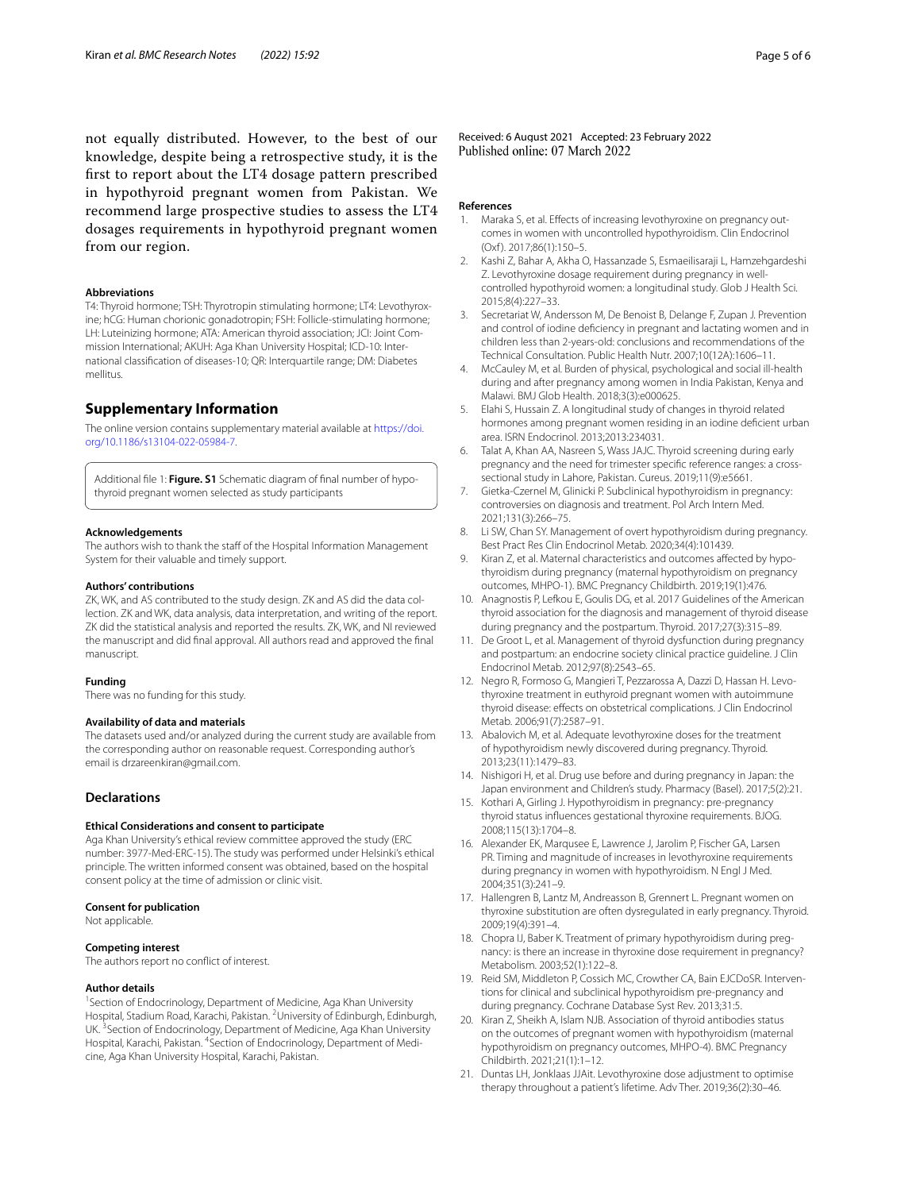not equally distributed. However, to the best of our knowledge, despite being a retrospective study, it is the first to report about the LT4 dosage pattern prescribed in hypothyroid pregnant women from Pakistan. We recommend large prospective studies to assess the LT4 dosages requirements in hypothyroid pregnant women from our region.

### Abbreviations

T4: Thyroid hormone; TSH: Thyrotropin stimulating hormone; LT4: Levothyroxine; hCG: Human chorionic gonadotropin; FSH: Follicle-stimulating hormone; LH: Luteinizing hormone; ATA: American thyroid association; JCI: Joint Commission International; AKUH: Aga Khan University Hospital; ICD-10: International classification of diseases-10; QR: Interquartile range; DM: Diabetes mellitus.

## Supplementary Information

The online version contains supplementary material available at https://doi.org/10.1186/s13104-022-05984-7.

Additional file 1: **Figure. S1** Schematic diagram of final number of hypothyroid pregnant women selected as study participants

### Acknowledgements

The authors wish to thank the staff of the Hospital Information Management System for their valuable and timely support.

### Authors' contributions

ZK, WK, and AS contributed to the study design. ZK and AS did the data collection. ZK and WK, data analysis, data interpretation, and writing of the report. ZK did the statistical analysis and reported the results. ZK, WK, and NI reviewed the manuscript and did final approval. All authors read and approved the final manuscript.

### Funding

There was no funding for this study.

### Availability of data and materials

The datasets used and/or analyzed during the current study are available from the corresponding author on reasonable request. Corresponding author's email is drzareenkiran@gmail.com.

## Declarations

### Ethical Considerations and consent to participate

Aga Khan University's ethical review committee approved the study (ERC number: 3977-Med-ERC-15). The study was performed under Helsinki's ethical principle. The written informed consent was obtained, based on the hospital consent policy at the time of admission or clinic visit.

### Consent for publication

Not applicable.

### Competing interest

The authors report no conflict of interest.

### Author details

[1]Section of Endocrinology, Department of Medicine, Aga Khan University Hospital, Stadium Road, Karachi, Pakistan. [2]University of Edinburgh, Edinburgh, UK. [3]Section of Endocrinology, Department of Medicine, Aga Khan University Hospital, Karachi, Pakistan. [4]Section of Endocrinology, Department of Medicine, Aga Khan University Hospital, Karachi, Pakistan.

Received: 6 August 2021 Accepted: 23 February 2022
Published online: 07 March 2022

### References

1. Maraka S, et al. Effects of increasing levothyroxine on pregnancy outcomes in women with uncontrolled hypothyroidism. Clin Endocrinol (Oxf). 2017;86(1):150–5.
2. Kashi Z, Bahar A, Akha O, Hassanzade S, Esmaeilisaraji L, Hamzehgardeshi Z. Levothyroxine dosage requirement during pregnancy in well-controlled hypothyroid women: a longitudinal study. Glob J Health Sci. 2015;8(4):227–33.
3. Secretariat W, Andersson M, De Benoist B, Delange F, Zupan J. Prevention and control of iodine deficiency in pregnant and lactating women and in children less than 2-years-old: conclusions and recommendations of the Technical Consultation. Public Health Nutr. 2007;10(12A):1606–11.
4. McCauley M, et al. Burden of physical, psychological and social ill-health during and after pregnancy among women in India Pakistan, Kenya and Malawi. BMJ Glob Health. 2018;3(3):e000625.
5. Elahi S, Hussain Z. A longitudinal study of changes in thyroid related hormones among pregnant women residing in an iodine deficient urban area. ISRN Endocrinol. 2013;2013:234031.
6. Talat A, Khan AA, Nasreen S, Wass JAJC. Thyroid screening during early pregnancy and the need for trimester specific reference ranges: a cross-sectional study in Lahore, Pakistan. Cureus. 2019;11(9):e5661.
7. Gietka-Czernel M, Glinicki P. Subclinical hypothyroidism in pregnancy: controversies on diagnosis and treatment. Pol Arch Intern Med. 2021;131(3):266–75.
8. Li SW, Chan SY. Management of overt hypothyroidism during pregnancy. Best Pract Res Clin Endocrinol Metab. 2020;34(4):101439.
9. Kiran Z, et al. Maternal characteristics and outcomes affected by hypothyroidism during pregnancy (maternal hypothyroidism on pregnancy outcomes, MHPO-1). BMC Pregnancy Childbirth. 2019;19(1):476.
10. Anagnostis P, Lefkou E, Goulis DG, et al. 2017 Guidelines of the American thyroid association for the diagnosis and management of thyroid disease during pregnancy and the postpartum. Thyroid. 2017;27(3):315–89.
11. De Groot L, et al. Management of thyroid dysfunction during pregnancy and postpartum: an endocrine society clinical practice guideline. J Clin Endocrinol Metab. 2012;97(8):2543–65.
12. Negro R, Formoso G, Mangieri T, Pezzarossa A, Dazzi D, Hassan H. Levothyroxine treatment in euthyroid pregnant women with autoimmune thyroid disease: effects on obstetrical complications. J Clin Endocrinol Metab. 2006;91(7):2587–91.
13. Abalovich M, et al. Adequate levothyroxine doses for the treatment of hypothyroidism newly discovered during pregnancy. Thyroid. 2013;23(11):1479–83.
14. Nishigori H, et al. Drug use before and during pregnancy in Japan: the Japan environment and Children's study. Pharmacy (Basel). 2017;5(2):21.
15. Kothari A, Girling J. Hypothyroidism in pregnancy: pre-pregnancy thyroid status influences gestational thyroxine requirements. BJOG. 2008;115(13):1704–8.
16. Alexander EK, Marqusee E, Lawrence J, Jarolim P, Fischer GA, Larsen PR. Timing and magnitude of increases in levothyroxine requirements during pregnancy in women with hypothyroidism. N Engl J Med. 2004;351(3):241–9.
17. Hallengren B, Lantz M, Andreasson B, Grennert L. Pregnant women on thyroxine substitution are often dysregulated in early pregnancy. Thyroid. 2009;19(4):391–4.
18. Chopra IJ, Baber K. Treatment of primary hypothyroidism during pregnancy: is there an increase in thyroxine dose requirement in pregnancy? Metabolism. 2003;52(1):122–8.
19. Reid SM, Middleton P, Cossich MC, Crowther CA, Bain EJCDoSR. Interventions for clinical and subclinical hypothyroidism pre-pregnancy and during pregnancy. Cochrane Database Syst Rev. 2013;31:5.
20. Kiran Z, Sheikh A, Islam NJB. Association of thyroid antibodies status on the outcomes of pregnant women with hypothyroidism (maternal hypothyroidism on pregnancy outcomes, MHPO-4). BMC Pregnancy Childbirth. 2021;21(1):1–12.
21. Duntas LH, Jonklaas JJAit. Levothyroxine dose adjustment to optimise therapy throughout a patient's lifetime. Adv Ther. 2019;36(2):30–46.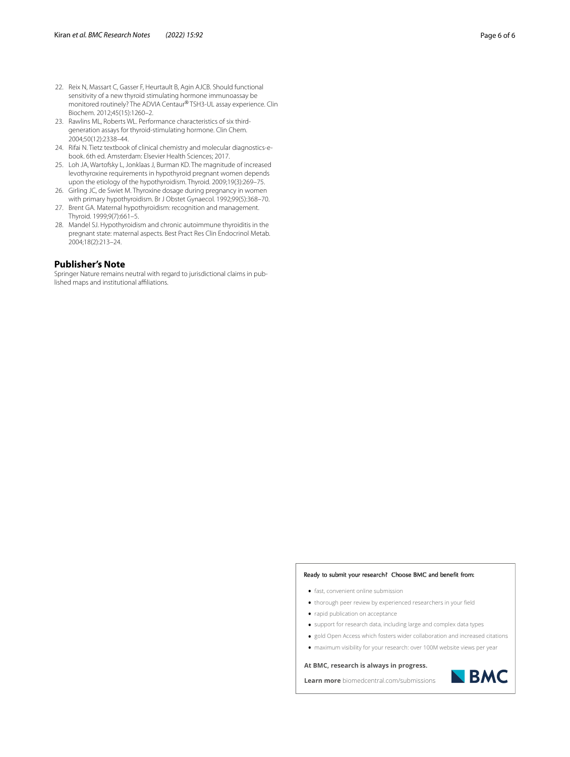22. Reix N, Massart C, Gasser F, Heurtault B, Agin AJCB. Should functional sensitivity of a new thyroid stimulating hormone immunoassay be monitored routinely? The ADVIA Centaur® TSH3-UL assay experience. Clin Biochem. 2012;45(15):1260–2.
23. Rawlins ML, Roberts WL. Performance characteristics of six third-generation assays for thyroid-stimulating hormone. Clin Chem. 2004;50(12):2338–44.
24. Rifai N. Tietz textbook of clinical chemistry and molecular diagnostics-e-book. 6th ed. Amsterdam: Elsevier Health Sciences; 2017.
25. Loh JA, Wartofsky L, Jonklaas J, Burman KD. The magnitude of increased levothyroxine requirements in hypothyroid pregnant women depends upon the etiology of the hypothyroidism. Thyroid. 2009;19(3):269–75.
26. Girling JC, de Swiet M. Thyroxine dosage during pregnancy in women with primary hypothyroidism. Br J Obstet Gynaecol. 1992;99(5):368–70.
27. Brent GA. Maternal hypothyroidism: recognition and management. Thyroid. 1999;9(7):661–5.
28. Mandel SJ. Hypothyroidism and chronic autoimmune thyroiditis in the pregnant state: maternal aspects. Best Pract Res Clin Endocrinol Metab. 2004;18(2):213–24.

## Publisher's Note

Springer Nature remains neutral with regard to jurisdictional claims in published maps and institutional affiliations.

Ready to submit your research? Choose BMC and benefit from:

- fast, convenient online submission
- thorough peer review by experienced researchers in your field
- rapid publication on acceptance
- support for research data, including large and complex data types
- gold Open Access which fosters wider collaboration and increased citations
- maximum visibility for your research: over 100M website views per year

**At BMC, research is always in progress.**

**Learn more** biomedcentral.com/submissions

BMC